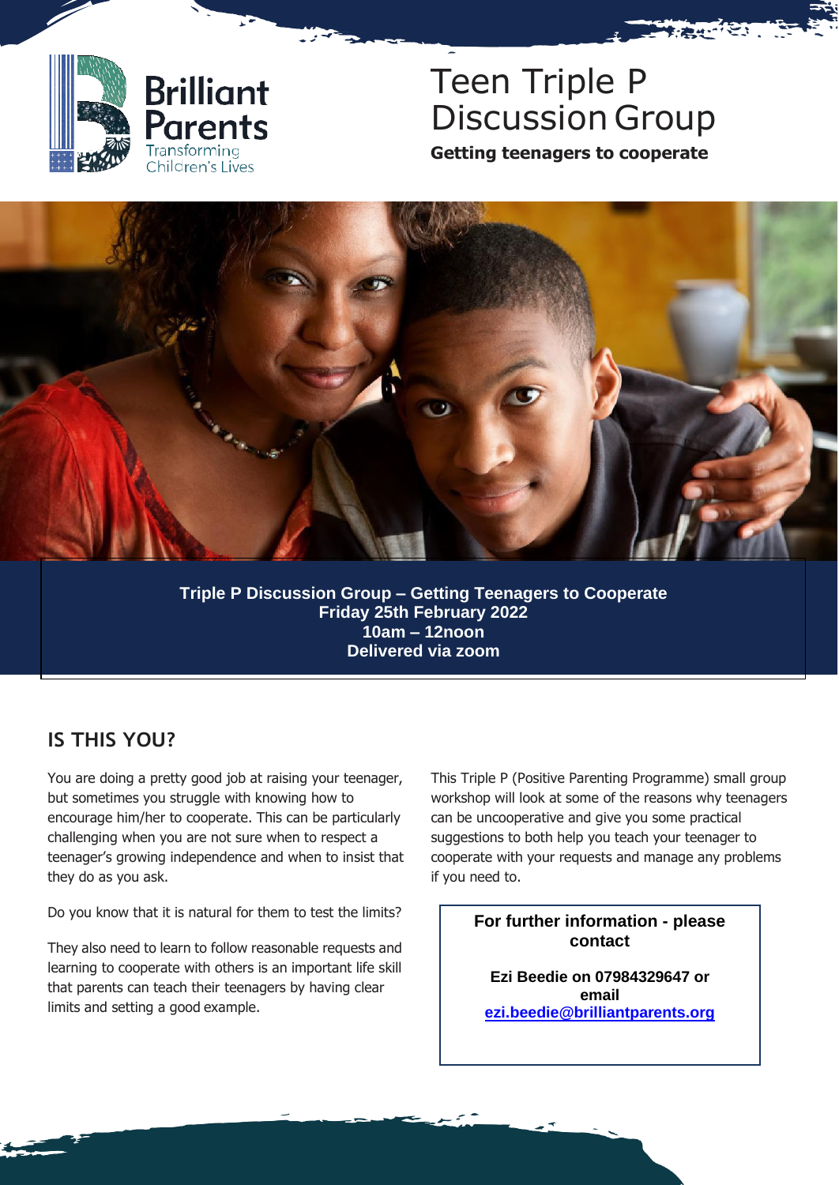Brilliant Parents
Transforming Children's Lives

# Teen Triple P Discussion Group

**Getting teenagers to cooperate**

**Triple P Discussion Group – Getting Teenagers to Cooperate**
**Friday 25th February 2022**
**10am – 12noon**
**Delivered via zoom**

## IS THIS YOU?

You are doing a pretty good job at raising your teenager, but sometimes you struggle with knowing how to encourage him/her to cooperate. This can be particularly challenging when you are not sure when to respect a teenager's growing independence and when to insist that they do as you ask.

Do you know that it is natural for them to test the limits?

They also need to learn to follow reasonable requests and learning to cooperate with others is an important life skill that parents can teach their teenagers by having clear limits and setting a good example.

This Triple P (Positive Parenting Programme) small group workshop will look at some of the reasons why teenagers can be uncooperative and give you some practical suggestions to both help you teach your teenager to cooperate with your requests and manage any problems if you need to.

**For further information - please contact**

**Ezi Beedie on 07984329647 or email**
**ezi.beedie@brilliantparents.org**